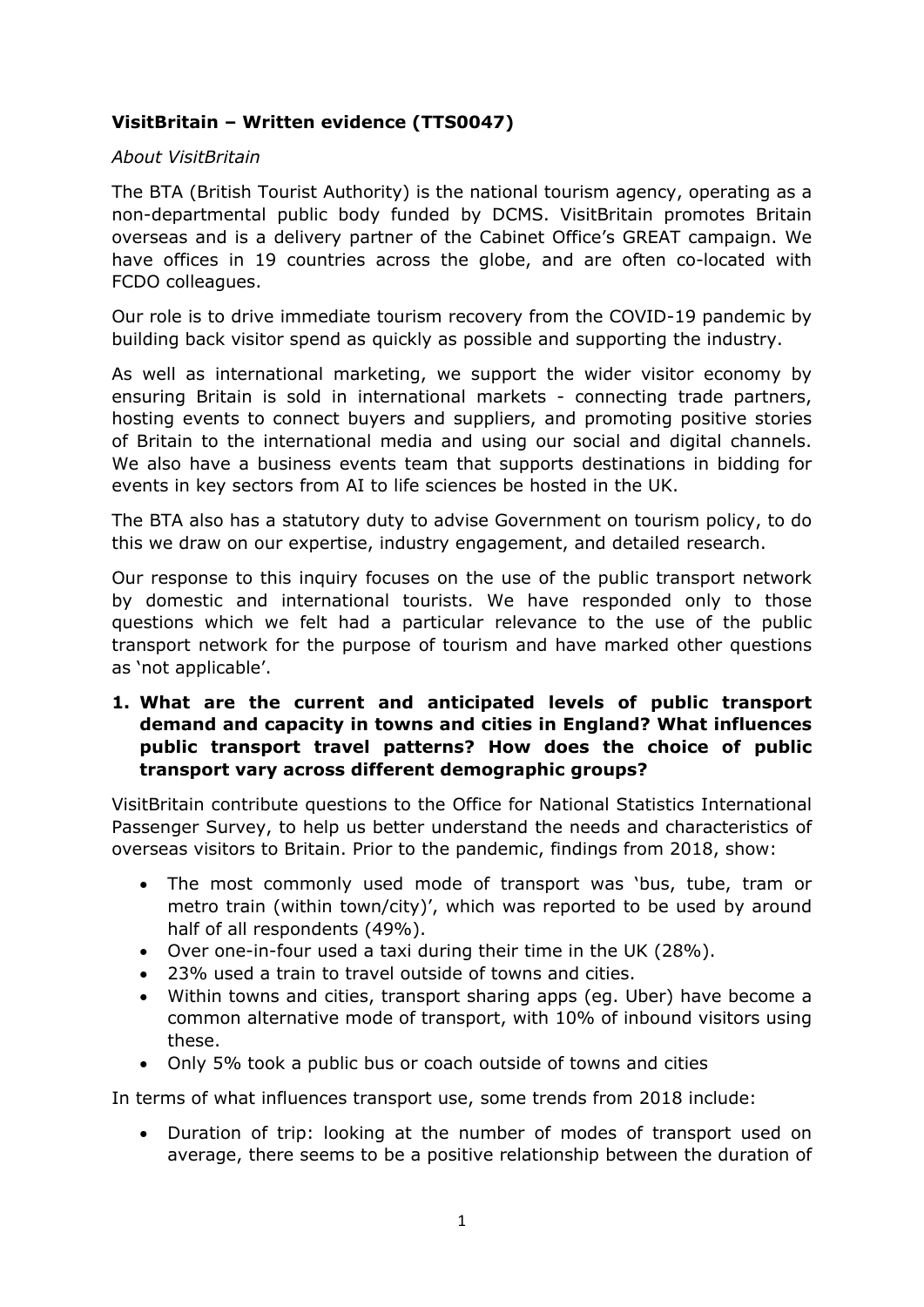# VisitBritain – Written evidence (TTS0047)

*About VisitBritain*

The BTA (British Tourist Authority) is the national tourism agency, operating as a non-departmental public body funded by DCMS. VisitBritain promotes Britain overseas and is a delivery partner of the Cabinet Office's GREAT campaign. We have offices in 19 countries across the globe, and are often co-located with FCDO colleagues.

Our role is to drive immediate tourism recovery from the COVID-19 pandemic by building back visitor spend as quickly as possible and supporting the industry.

As well as international marketing, we support the wider visitor economy by ensuring Britain is sold in international markets - connecting trade partners, hosting events to connect buyers and suppliers, and promoting positive stories of Britain to the international media and using our social and digital channels. We also have a business events team that supports destinations in bidding for events in key sectors from AI to life sciences be hosted in the UK.

The BTA also has a statutory duty to advise Government on tourism policy, to do this we draw on our expertise, industry engagement, and detailed research.

Our response to this inquiry focuses on the use of the public transport network by domestic and international tourists. We have responded only to those questions which we felt had a particular relevance to the use of the public transport network for the purpose of tourism and have marked other questions as 'not applicable'.

1. **What are the current and anticipated levels of public transport demand and capacity in towns and cities in England? What influences public transport travel patterns? How does the choice of public transport vary across different demographic groups?**

VisitBritain contribute questions to the Office for National Statistics International Passenger Survey, to help us better understand the needs and characteristics of overseas visitors to Britain. Prior to the pandemic, findings from 2018, show:

- The most commonly used mode of transport was 'bus, tube, tram or metro train (within town/city)', which was reported to be used by around half of all respondents (49%).
- Over one-in-four used a taxi during their time in the UK (28%).
- 23% used a train to travel outside of towns and cities.
- Within towns and cities, transport sharing apps (eg. Uber) have become a common alternative mode of transport, with 10% of inbound visitors using these.
- Only 5% took a public bus or coach outside of towns and cities

In terms of what influences transport use, some trends from 2018 include:

- Duration of trip: looking at the number of modes of transport used on average, there seems to be a positive relationship between the duration of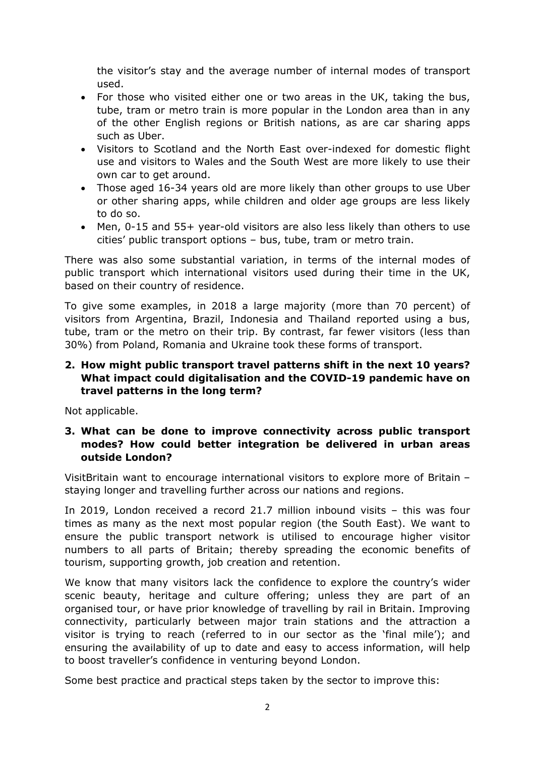the visitor's stay and the average number of internal modes of transport used.

- For those who visited either one or two areas in the UK, taking the bus, tube, tram or metro train is more popular in the London area than in any of the other English regions or British nations, as are car sharing apps such as Uber.
- Visitors to Scotland and the North East over-indexed for domestic flight use and visitors to Wales and the South West are more likely to use their own car to get around.
- Those aged 16-34 years old are more likely than other groups to use Uber or other sharing apps, while children and older age groups are less likely to do so.
- Men, 0-15 and 55+ year-old visitors are also less likely than others to use cities' public transport options – bus, tube, tram or metro train.

There was also some substantial variation, in terms of the internal modes of public transport which international visitors used during their time in the UK, based on their country of residence.

To give some examples, in 2018 a large majority (more than 70 percent) of visitors from Argentina, Brazil, Indonesia and Thailand reported using a bus, tube, tram or the metro on their trip. By contrast, far fewer visitors (less than 30%) from Poland, Romania and Ukraine took these forms of transport.

**2. How might public transport travel patterns shift in the next 10 years? What impact could digitalisation and the COVID-19 pandemic have on travel patterns in the long term?**

Not applicable.

**3. What can be done to improve connectivity across public transport modes? How could better integration be delivered in urban areas outside London?**

VisitBritain want to encourage international visitors to explore more of Britain – staying longer and travelling further across our nations and regions.

In 2019, London received a record 21.7 million inbound visits – this was four times as many as the next most popular region (the South East). We want to ensure the public transport network is utilised to encourage higher visitor numbers to all parts of Britain; thereby spreading the economic benefits of tourism, supporting growth, job creation and retention.

We know that many visitors lack the confidence to explore the country's wider scenic beauty, heritage and culture offering; unless they are part of an organised tour, or have prior knowledge of travelling by rail in Britain. Improving connectivity, particularly between major train stations and the attraction a visitor is trying to reach (referred to in our sector as the 'final mile'); and ensuring the availability of up to date and easy to access information, will help to boost traveller's confidence in venturing beyond London.

Some best practice and practical steps taken by the sector to improve this: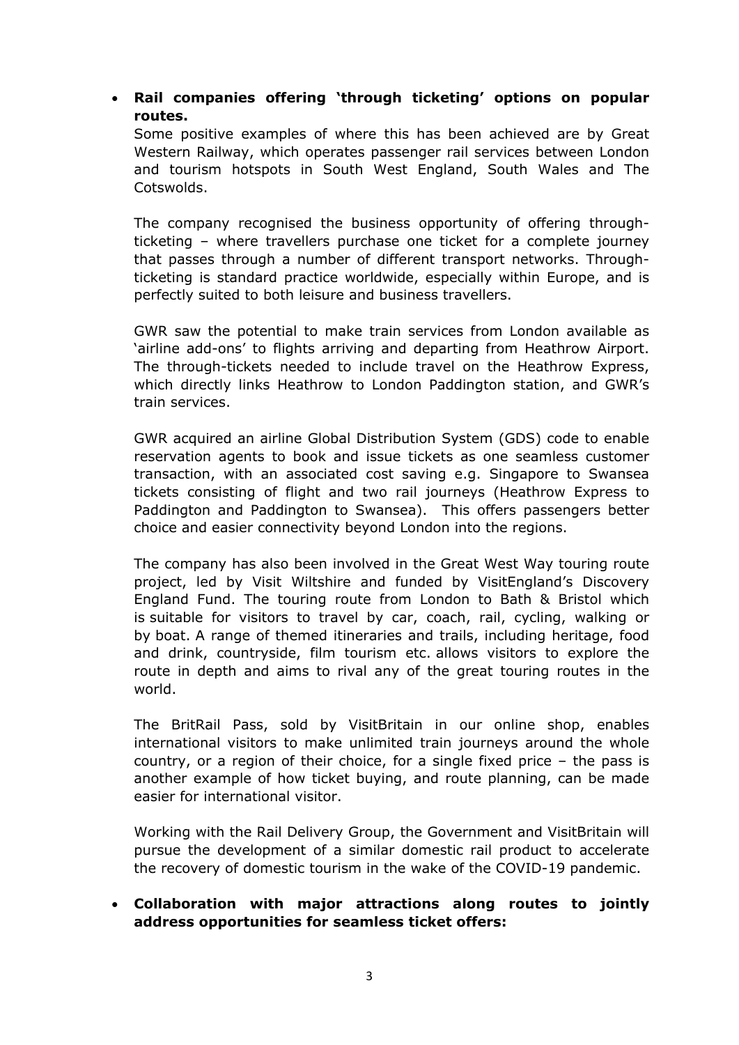- **Rail companies offering 'through ticketing' options on popular routes.**

  Some positive examples of where this has been achieved are by Great Western Railway, which operates passenger rail services between London and tourism hotspots in South West England, South Wales and The Cotswolds.

  The company recognised the business opportunity of offering through-ticketing – where travellers purchase one ticket for a complete journey that passes through a number of different transport networks. Through-ticketing is standard practice worldwide, especially within Europe, and is perfectly suited to both leisure and business travellers.

  GWR saw the potential to make train services from London available as 'airline add-ons' to flights arriving and departing from Heathrow Airport. The through-tickets needed to include travel on the Heathrow Express, which directly links Heathrow to London Paddington station, and GWR's train services.

  GWR acquired an airline Global Distribution System (GDS) code to enable reservation agents to book and issue tickets as one seamless customer transaction, with an associated cost saving e.g. Singapore to Swansea tickets consisting of flight and two rail journeys (Heathrow Express to Paddington and Paddington to Swansea). This offers passengers better choice and easier connectivity beyond London into the regions.

  The company has also been involved in the Great West Way touring route project, led by Visit Wiltshire and funded by VisitEngland's Discovery England Fund. The touring route from London to Bath & Bristol which is suitable for visitors to travel by car, coach, rail, cycling, walking or by boat. A range of themed itineraries and trails, including heritage, food and drink, countryside, film tourism etc. allows visitors to explore the route in depth and aims to rival any of the great touring routes in the world.

  The BritRail Pass, sold by VisitBritain in our online shop, enables international visitors to make unlimited train journeys around the whole country, or a region of their choice, for a single fixed price – the pass is another example of how ticket buying, and route planning, can be made easier for international visitor.

  Working with the Rail Delivery Group, the Government and VisitBritain will pursue the development of a similar domestic rail product to accelerate the recovery of domestic tourism in the wake of the COVID-19 pandemic.

- **Collaboration with major attractions along routes to jointly address opportunities for seamless ticket offers:**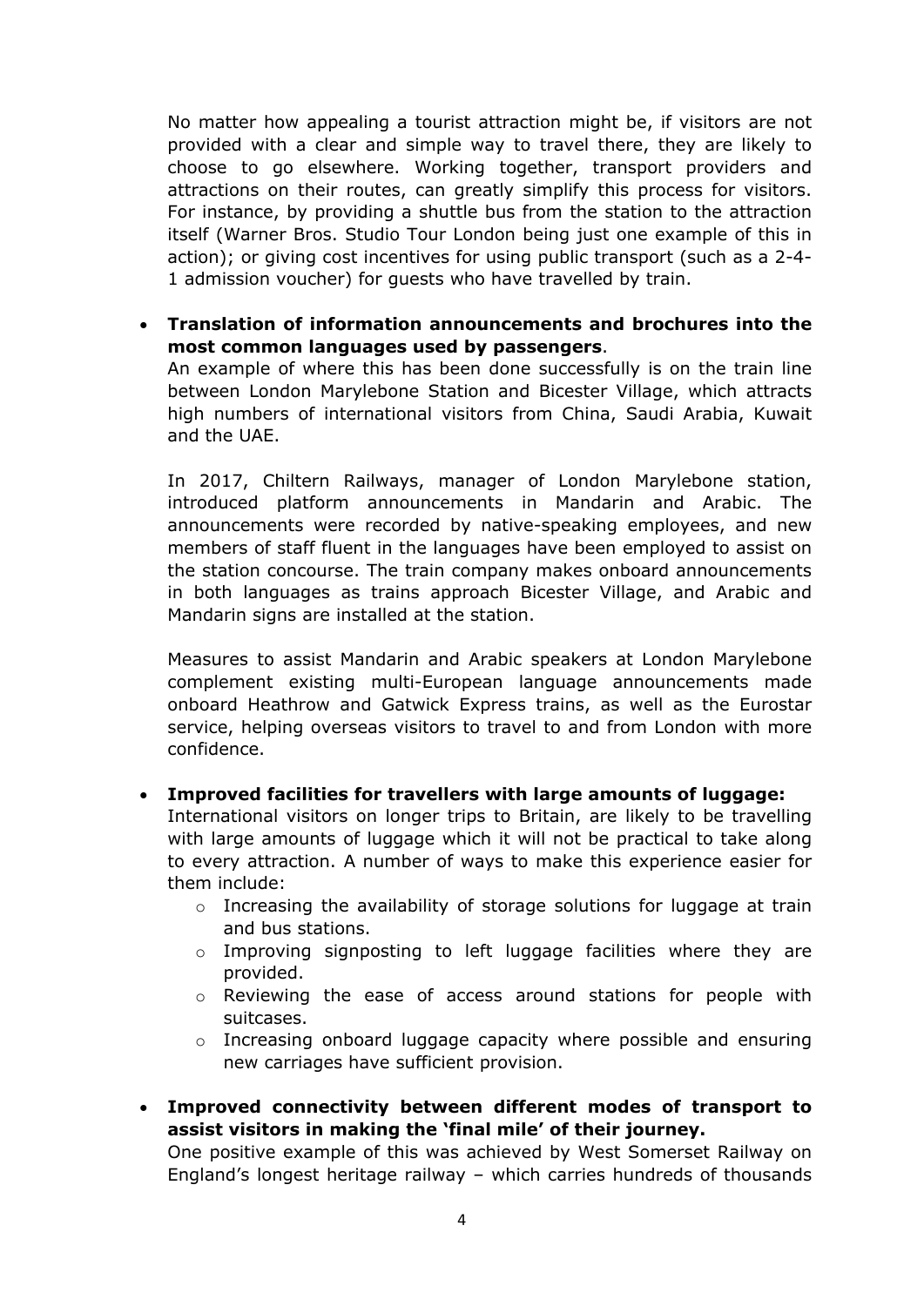No matter how appealing a tourist attraction might be, if visitors are not provided with a clear and simple way to travel there, they are likely to choose to go elsewhere. Working together, transport providers and attractions on their routes, can greatly simplify this process for visitors. For instance, by providing a shuttle bus from the station to the attraction itself (Warner Bros. Studio Tour London being just one example of this in action); or giving cost incentives for using public transport (such as a 2-4-1 admission voucher) for guests who have travelled by train.

- **Translation of information announcements and brochures into the most common languages used by passengers**.
  An example of where this has been done successfully is on the train line between London Marylebone Station and Bicester Village, which attracts high numbers of international visitors from China, Saudi Arabia, Kuwait and the UAE.

  In 2017, Chiltern Railways, manager of London Marylebone station, introduced platform announcements in Mandarin and Arabic. The announcements were recorded by native-speaking employees, and new members of staff fluent in the languages have been employed to assist on the station concourse. The train company makes onboard announcements in both languages as trains approach Bicester Village, and Arabic and Mandarin signs are installed at the station.

  Measures to assist Mandarin and Arabic speakers at London Marylebone complement existing multi-European language announcements made onboard Heathrow and Gatwick Express trains, as well as the Eurostar service, helping overseas visitors to travel to and from London with more confidence.

- **Improved facilities for travellers with large amounts of luggage:**
  International visitors on longer trips to Britain, are likely to be travelling with large amounts of luggage which it will not be practical to take along to every attraction. A number of ways to make this experience easier for them include:
  - Increasing the availability of storage solutions for luggage at train and bus stations.
  - Improving signposting to left luggage facilities where they are provided.
  - Reviewing the ease of access around stations for people with suitcases.
  - Increasing onboard luggage capacity where possible and ensuring new carriages have sufficient provision.

- **Improved connectivity between different modes of transport to assist visitors in making the 'final mile' of their journey.**
  One positive example of this was achieved by West Somerset Railway on England's longest heritage railway – which carries hundreds of thousands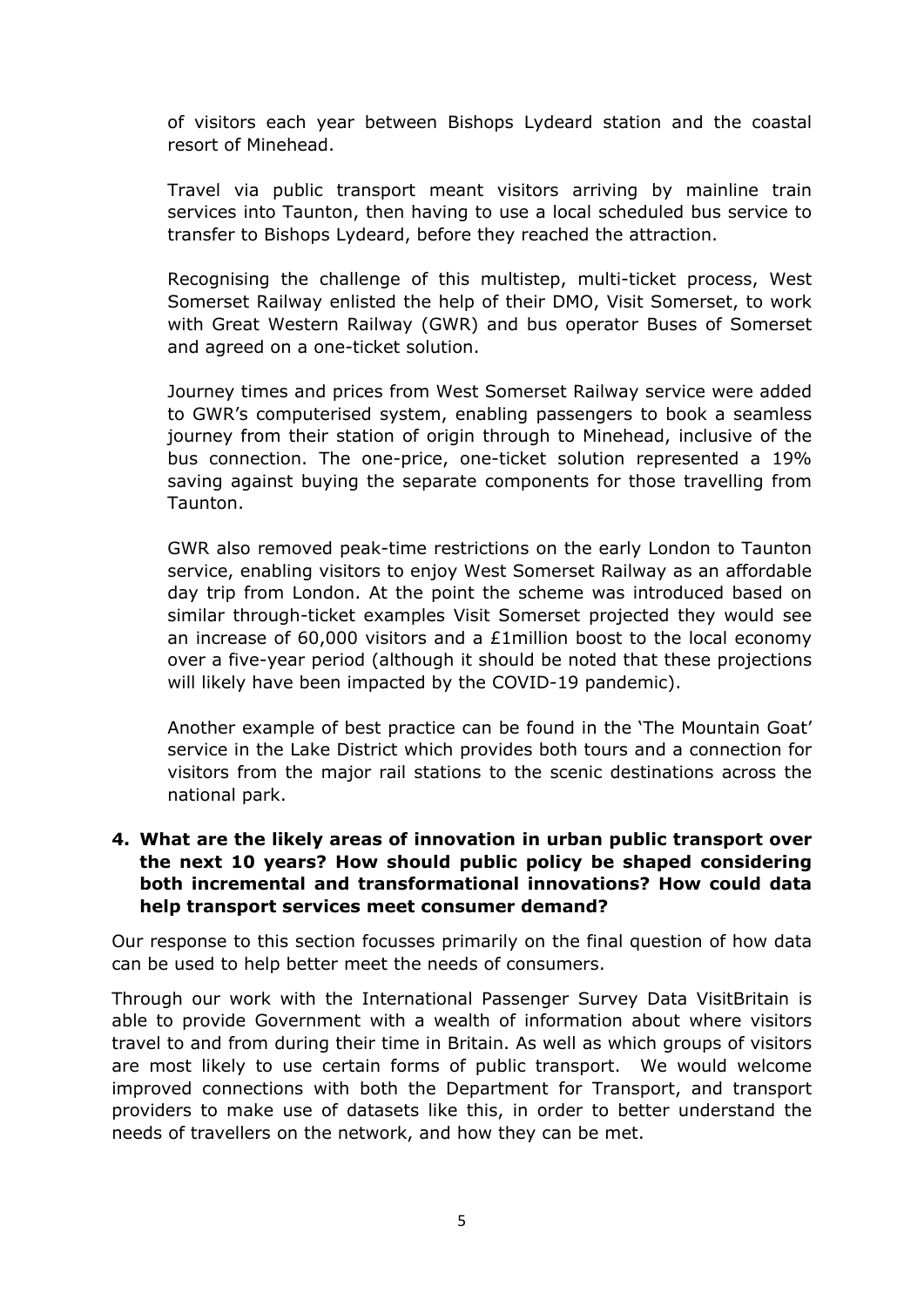of visitors each year between Bishops Lydeard station and the coastal resort of Minehead.

Travel via public transport meant visitors arriving by mainline train services into Taunton, then having to use a local scheduled bus service to transfer to Bishops Lydeard, before they reached the attraction.

Recognising the challenge of this multistep, multi-ticket process, West Somerset Railway enlisted the help of their DMO, Visit Somerset, to work with Great Western Railway (GWR) and bus operator Buses of Somerset and agreed on a one-ticket solution.

Journey times and prices from West Somerset Railway service were added to GWR's computerised system, enabling passengers to book a seamless journey from their station of origin through to Minehead, inclusive of the bus connection. The one-price, one-ticket solution represented a 19% saving against buying the separate components for those travelling from Taunton.

GWR also removed peak-time restrictions on the early London to Taunton service, enabling visitors to enjoy West Somerset Railway as an affordable day trip from London. At the point the scheme was introduced based on similar through-ticket examples Visit Somerset projected they would see an increase of 60,000 visitors and a £1million boost to the local economy over a five-year period (although it should be noted that these projections will likely have been impacted by the COVID-19 pandemic).

Another example of best practice can be found in the 'The Mountain Goat' service in the Lake District which provides both tours and a connection for visitors from the major rail stations to the scenic destinations across the national park.

**4. What are the likely areas of innovation in urban public transport over the next 10 years? How should public policy be shaped considering both incremental and transformational innovations? How could data help transport services meet consumer demand?**

Our response to this section focusses primarily on the final question of how data can be used to help better meet the needs of consumers.

Through our work with the International Passenger Survey Data VisitBritain is able to provide Government with a wealth of information about where visitors travel to and from during their time in Britain. As well as which groups of visitors are most likely to use certain forms of public transport. We would welcome improved connections with both the Department for Transport, and transport providers to make use of datasets like this, in order to better understand the needs of travellers on the network, and how they can be met.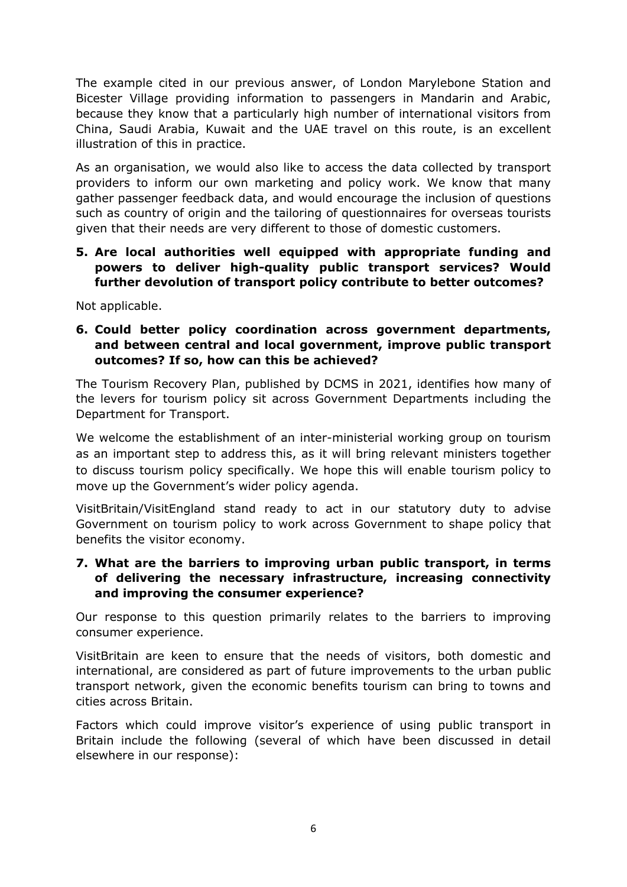The example cited in our previous answer, of London Marylebone Station and Bicester Village providing information to passengers in Mandarin and Arabic, because they know that a particularly high number of international visitors from China, Saudi Arabia, Kuwait and the UAE travel on this route, is an excellent illustration of this in practice.

As an organisation, we would also like to access the data collected by transport providers to inform our own marketing and policy work. We know that many gather passenger feedback data, and would encourage the inclusion of questions such as country of origin and the tailoring of questionnaires for overseas tourists given that their needs are very different to those of domestic customers.

**5. Are local authorities well equipped with appropriate funding and powers to deliver high-quality public transport services? Would further devolution of transport policy contribute to better outcomes?**

Not applicable.

**6. Could better policy coordination across government departments, and between central and local government, improve public transport outcomes? If so, how can this be achieved?**

The Tourism Recovery Plan, published by DCMS in 2021, identifies how many of the levers for tourism policy sit across Government Departments including the Department for Transport.

We welcome the establishment of an inter-ministerial working group on tourism as an important step to address this, as it will bring relevant ministers together to discuss tourism policy specifically. We hope this will enable tourism policy to move up the Government's wider policy agenda.

VisitBritain/VisitEngland stand ready to act in our statutory duty to advise Government on tourism policy to work across Government to shape policy that benefits the visitor economy.

**7. What are the barriers to improving urban public transport, in terms of delivering the necessary infrastructure, increasing connectivity and improving the consumer experience?**

Our response to this question primarily relates to the barriers to improving consumer experience.

VisitBritain are keen to ensure that the needs of visitors, both domestic and international, are considered as part of future improvements to the urban public transport network, given the economic benefits tourism can bring to towns and cities across Britain.

Factors which could improve visitor's experience of using public transport in Britain include the following (several of which have been discussed in detail elsewhere in our response):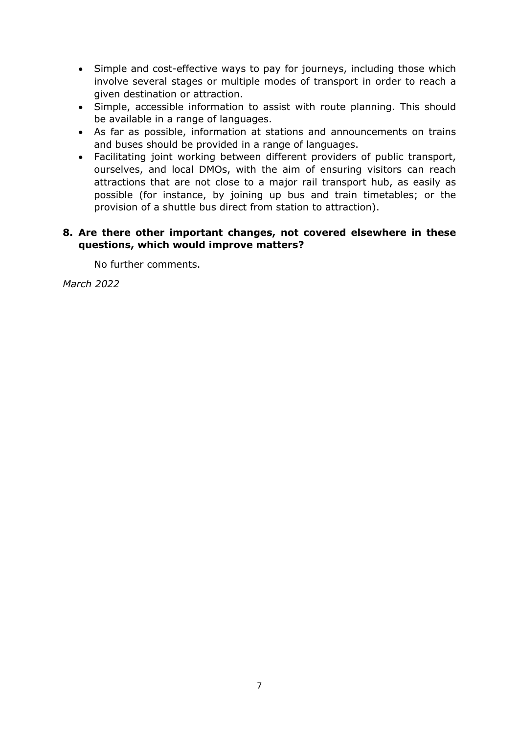- Simple and cost-effective ways to pay for journeys, including those which involve several stages or multiple modes of transport in order to reach a given destination or attraction.
- Simple, accessible information to assist with route planning. This should be available in a range of languages.
- As far as possible, information at stations and announcements on trains and buses should be provided in a range of languages.
- Facilitating joint working between different providers of public transport, ourselves, and local DMOs, with the aim of ensuring visitors can reach attractions that are not close to a major rail transport hub, as easily as possible (for instance, by joining up bus and train timetables; or the provision of a shuttle bus direct from station to attraction).

**8. Are there other important changes, not covered elsewhere in these questions, which would improve matters?**

No further comments.

*March 2022*